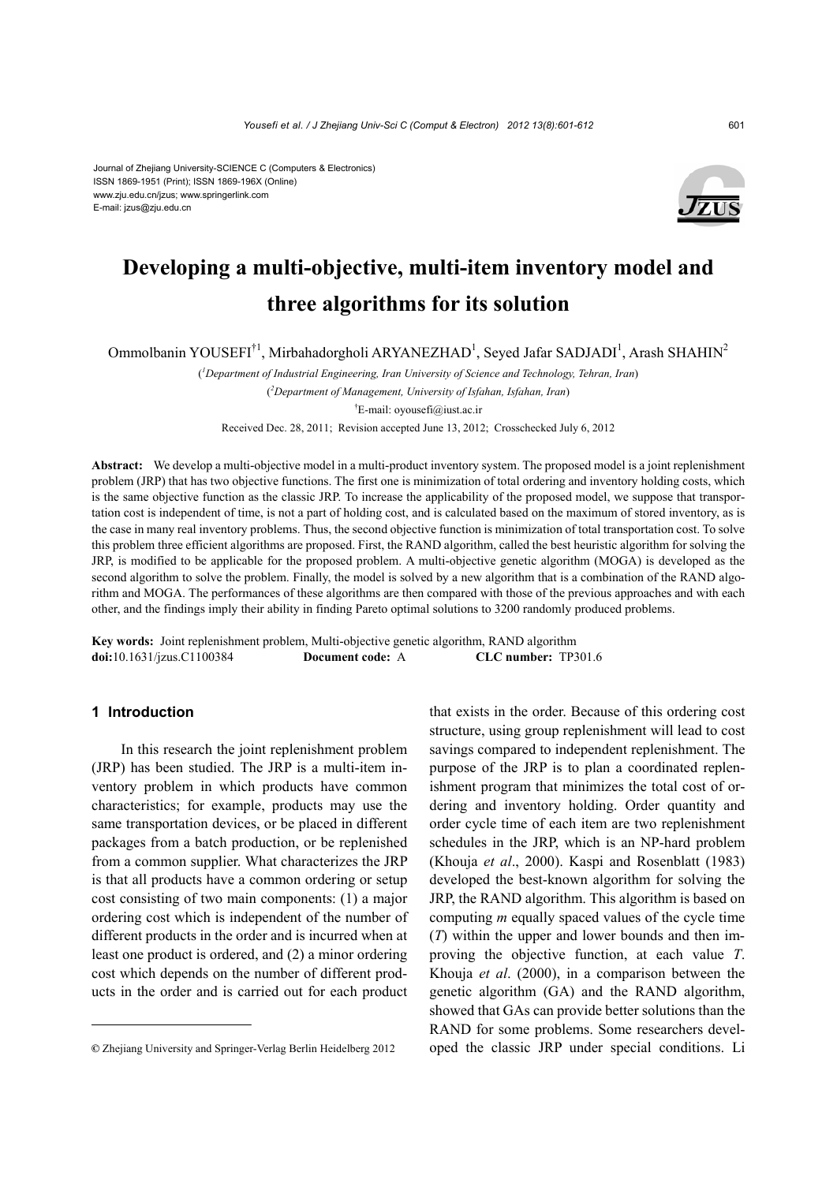Journal of Zhejiang University-SCIENCE C (Computers & Electronics)
ISSN 1869-1951 (Print); ISSN 1869-196X (Online)
www.zju.edu.cn/jzus; www.springerlink.com
E-mail: jzus@zju.edu.cn

# Developing a multi-objective, multi-item inventory model and three algorithms for its solution

Ommolbanin YOUSEFI[†1], Mirbahadorgholi ARYANEZHAD[1], Seyed Jafar SADJADI[1], Arash SHAHIN[2]

([1]Department of Industrial Engineering, Iran University of Science and Technology, Tehran, Iran)

([2]Department of Management, University of Isfahan, Isfahan, Iran)

[†]E-mail: oyousefi@iust.ac.ir

Received Dec. 28, 2011; Revision accepted June 13, 2012; Crosschecked July 6, 2012

**Abstract:** We develop a multi-objective model in a multi-product inventory system. The proposed model is a joint replenishment problem (JRP) that has two objective functions. The first one is minimization of total ordering and inventory holding costs, which is the same objective function as the classic JRP. To increase the applicability of the proposed model, we suppose that transportation cost is independent of time, is not a part of holding cost, and is calculated based on the maximum of stored inventory, as is the case in many real inventory problems. Thus, the second objective function is minimization of total transportation cost. To solve this problem three efficient algorithms are proposed. First, the RAND algorithm, called the best heuristic algorithm for solving the JRP, is modified to be applicable for the proposed problem. A multi-objective genetic algorithm (MOGA) is developed as the second algorithm to solve the problem. Finally, the model is solved by a new algorithm that is a combination of the RAND algorithm and MOGA. The performances of these algorithms are then compared with those of the previous approaches and with each other, and the findings imply their ability in finding Pareto optimal solutions to 3200 randomly produced problems.

**Key words:** Joint replenishment problem, Multi-objective genetic algorithm, RAND algorithm
**doi:**10.1631/jzus.C1100384 **Document code:** A **CLC number:** TP301.6

## 1 Introduction

In this research the joint replenishment problem (JRP) has been studied. The JRP is a multi-item inventory problem in which products have common characteristics; for example, products may use the same transportation devices, or be placed in different packages from a batch production, or be replenished from a common supplier. What characterizes the JRP is that all products have a common ordering or setup cost consisting of two main components: (1) a major ordering cost which is independent of the number of different products in the order and is incurred when at least one product is ordered, and (2) a minor ordering cost which depends on the number of different products in the order and is carried out for each product that exists in the order. Because of this ordering cost structure, using group replenishment will lead to cost savings compared to independent replenishment. The purpose of the JRP is to plan a coordinated replenishment program that minimizes the total cost of ordering and inventory holding. Order quantity and order cycle time of each item are two replenishment schedules in the JRP, which is an NP-hard problem (Khouja *et al*., 2000). Kaspi and Rosenblatt (1983) developed the best-known algorithm for solving the JRP, the RAND algorithm. This algorithm is based on computing $m$ equally spaced values of the cycle time ($T$) within the upper and lower bounds and then improving the objective function, at each value $T$. Khouja *et al*. (2000), in a comparison between the genetic algorithm (GA) and the RAND algorithm, showed that GAs can provide better solutions than the RAND for some problems. Some researchers developed the classic JRP under special conditions. Li

© Zhejiang University and Springer-Verlag Berlin Heidelberg 2012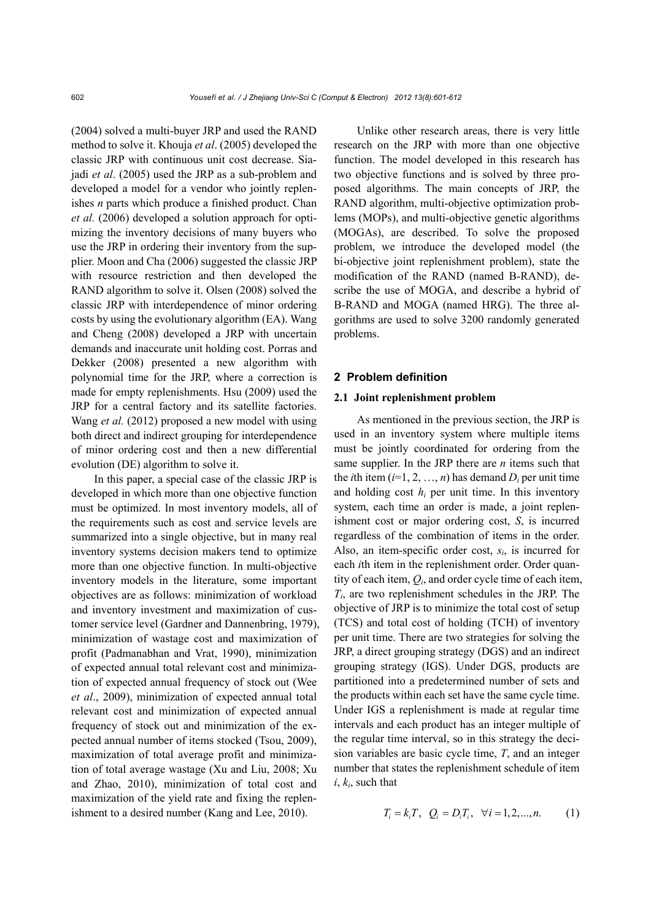(2004) solved a multi-buyer JRP and used the RAND method to solve it. Khouja *et al*. (2005) developed the classic JRP with continuous unit cost decrease. Siajadi *et al*. (2005) used the JRP as a sub-problem and developed a model for a vendor who jointly replenishes *n* parts which produce a finished product. Chan *et al.* (2006) developed a solution approach for optimizing the inventory decisions of many buyers who use the JRP in ordering their inventory from the supplier. Moon and Cha (2006) suggested the classic JRP with resource restriction and then developed the RAND algorithm to solve it. Olsen (2008) solved the classic JRP with interdependence of minor ordering costs by using the evolutionary algorithm (EA). Wang and Cheng (2008) developed a JRP with uncertain demands and inaccurate unit holding cost. Porras and Dekker (2008) presented a new algorithm with polynomial time for the JRP, where a correction is made for empty replenishments. Hsu (2009) used the JRP for a central factory and its satellite factories. Wang *et al.* (2012) proposed a new model with using both direct and indirect grouping for interdependence of minor ordering cost and then a new differential evolution (DE) algorithm to solve it.

In this paper, a special case of the classic JRP is developed in which more than one objective function must be optimized. In most inventory models, all of the requirements such as cost and service levels are summarized into a single objective, but in many real inventory systems decision makers tend to optimize more than one objective function. In multi-objective inventory models in the literature, some important objectives are as follows: minimization of workload and inventory investment and maximization of customer service level (Gardner and Dannenbring, 1979), minimization of wastage cost and maximization of profit (Padmanabhan and Vrat, 1990), minimization of expected annual total relevant cost and minimization of expected annual frequency of stock out (Wee *et al*., 2009), minimization of expected annual total relevant cost and minimization of expected annual frequency of stock out and minimization of the expected annual number of items stocked (Tsou, 2009), maximization of total average profit and minimization of total average wastage (Xu and Liu, 2008; Xu and Zhao, 2010), minimization of total cost and maximization of the yield rate and fixing the replenishment to a desired number (Kang and Lee, 2010).

Unlike other research areas, there is very little research on the JRP with more than one objective function. The model developed in this research has two objective functions and is solved by three proposed algorithms. The main concepts of JRP, the RAND algorithm, multi-objective optimization problems (MOPs), and multi-objective genetic algorithms (MOGAs), are described. To solve the proposed problem, we introduce the developed model (the bi-objective joint replenishment problem), state the modification of the RAND (named B-RAND), describe the use of MOGA, and describe a hybrid of B-RAND and MOGA (named HRG). The three algorithms are used to solve 3200 randomly generated problems.

## 2 Problem definition

### 2.1 Joint replenishment problem

As mentioned in the previous section, the JRP is used in an inventory system where multiple items must be jointly coordinated for ordering from the same supplier. In the JRP there are *n* items such that the *i*th item ($i$=1, 2, …, $n$) has demand $D_i$ per unit time and holding cost $h_i$ per unit time. In this inventory system, each time an order is made, a joint replenishment cost or major ordering cost, $S$, is incurred regardless of the combination of items in the order. Also, an item-specific order cost, $s_i$, is incurred for each *i*th item in the replenishment order. Order quantity of each item, $Q_i$, and order cycle time of each item, $T_i$, are two replenishment schedules in the JRP. The objective of JRP is to minimize the total cost of setup (TCS) and total cost of holding (TCH) of inventory per unit time. There are two strategies for solving the JRP, a direct grouping strategy (DGS) and an indirect grouping strategy (IGS). Under DGS, products are partitioned into a predetermined number of sets and the products within each set have the same cycle time. Under IGS a replenishment is made at regular time intervals and each product has an integer multiple of the regular time interval, so in this strategy the decision variables are basic cycle time, $T$, and an integer number that states the replenishment schedule of item $i$, $k_i$, such that

$$T_i = k_i T, \quad Q_i = D_i T_i, \quad \forall i = 1, 2, ..., n. \qquad (1)$$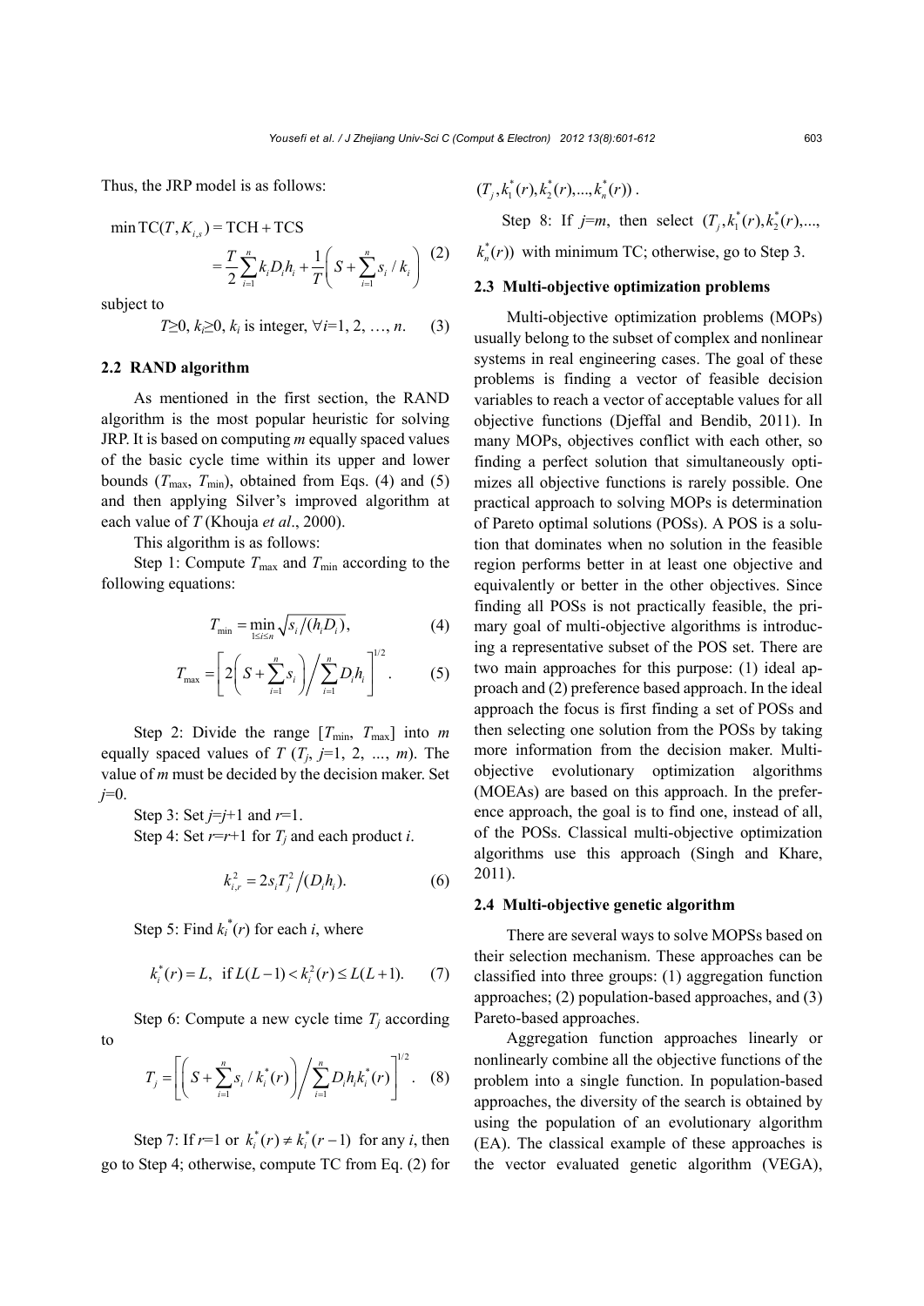Thus, the JRP model is as follows:

$$\min \mathrm{TC}(T, K_{i,s}) = \mathrm{TCH} + \mathrm{TCS} = \frac{T}{2}\sum_{i=1}^{n} k_i D_i h_i + \frac{1}{T}\left(S + \sum_{i=1}^{n} s_i / k_i\right) \quad (2)$$

subject to

$$T \geq 0,\ k_i \geq 0,\ k_i \text{ is integer},\ \forall i=1, 2, \ldots, n. \quad (3)$$

### 2.2 RAND algorithm

As mentioned in the first section, the RAND algorithm is the most popular heuristic for solving JRP. It is based on computing *m* equally spaced values of the basic cycle time within its upper and lower bounds ($T_{\max}$, $T_{\min}$), obtained from Eqs. (4) and (5) and then applying Silver's improved algorithm at each value of *T* (Khouja *et al*., 2000).

This algorithm is as follows:

Step 1: Compute $T_{\max}$ and $T_{\min}$ according to the following equations:

$$T_{\min} = \min_{1 \leq i \leq n} \sqrt{s_i / (h_i D_i)}, \quad (4)$$

$$T_{\max} = \left[2\left(S + \sum_{i=1}^{n} s_i\right) \bigg/ \sum_{i=1}^{n} D_i h_i\right]^{1/2}. \quad (5)$$

Step 2: Divide the range [$T_{\min}$, $T_{\max}$] into *m* equally spaced values of *T* ($T_j$, *j*=1, 2, …, *m*). The value of *m* must be decided by the decision maker. Set *j*=0.

Step 3: Set *j*=*j*+1 and *r*=1.

Step 4: Set *r*=*r*+1 for $T_j$ and each product *i*.

$$k_{i,r}^2 = 2 s_i T_j^2 / (D_i h_i). \quad (6)$$

Step 5: Find $k_i^*(r)$ for each *i*, where

$$k_i^*(r) = L, \ \text{if}\ L(L-1) < k_i^2(r) \leq L(L+1). \quad (7)$$

Step 6: Compute a new cycle time $T_j$ according to

$$T_j = \left[\left(S + \sum_{i=1}^{n} s_i / k_i^*(r)\right) \bigg/ \sum_{i=1}^{n} D_i h_i k_i^*(r)\right]^{1/2}. \quad (8)$$

Step 7: If *r*=1 or $k_i^*(r) \neq k_i^*(r-1)$ for any *i*, then go to Step 4; otherwise, compute TC from Eq. (2) for $(T_j, k_1^*(r), k_2^*(r), \ldots, k_n^*(r))$.

Step 8: If *j*=*m*, then select $(T_j, k_1^*(r), k_2^*(r), \ldots, k_n^*(r))$ with minimum TC; otherwise, go to Step 3.

### 2.3 Multi-objective optimization problems

Multi-objective optimization problems (MOPs) usually belong to the subset of complex and nonlinear systems in real engineering cases. The goal of these problems is finding a vector of feasible decision variables to reach a vector of acceptable values for all objective functions (Djeffal and Bendib, 2011). In many MOPs, objectives conflict with each other, so finding a perfect solution that simultaneously optimizes all objective functions is rarely possible. One practical approach to solving MOPs is determination of Pareto optimal solutions (POSs). A POS is a solution that dominates when no solution in the feasible region performs better in at least one objective and equivalently or better in the other objectives. Since finding all POSs is not practically feasible, the primary goal of multi-objective algorithms is introducing a representative subset of the POS set. There are two main approaches for this purpose: (1) ideal approach and (2) preference based approach. In the ideal approach the focus is first finding a set of POSs and then selecting one solution from the POSs by taking more information from the decision maker. Multi-objective evolutionary optimization algorithms (MOEAs) are based on this approach. In the preference approach, the goal is to find one, instead of all, of the POSs. Classical multi-objective optimization algorithms use this approach (Singh and Khare, 2011).

### 2.4 Multi-objective genetic algorithm

There are several ways to solve MOPSs based on their selection mechanism. These approaches can be classified into three groups: (1) aggregation function approaches; (2) population-based approaches, and (3) Pareto-based approaches.

Aggregation function approaches linearly or nonlinearly combine all the objective functions of the problem into a single function. In population-based approaches, the diversity of the search is obtained by using the population of an evolutionary algorithm (EA). The classical example of these approaches is the vector evaluated genetic algorithm (VEGA),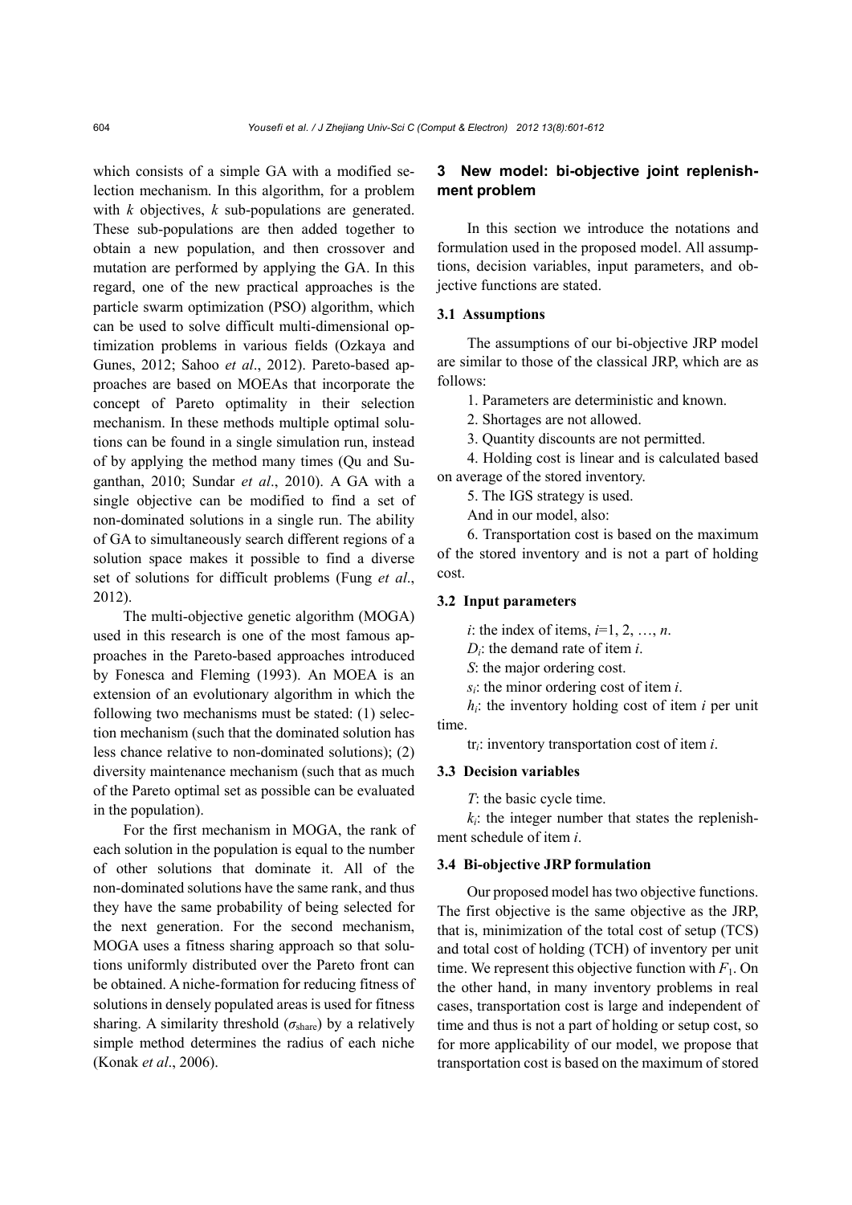which consists of a simple GA with a modified selection mechanism. In this algorithm, for a problem with $k$ objectives, $k$ sub-populations are generated. These sub-populations are then added together to obtain a new population, and then crossover and mutation are performed by applying the GA. In this regard, one of the new practical approaches is the particle swarm optimization (PSO) algorithm, which can be used to solve difficult multi-dimensional optimization problems in various fields (Ozkaya and Gunes, 2012; Sahoo *et al*., 2012). Pareto-based approaches are based on MOEAs that incorporate the concept of Pareto optimality in their selection mechanism. In these methods multiple optimal solutions can be found in a single simulation run, instead of by applying the method many times (Qu and Suganthan, 2010; Sundar *et al*., 2010). A GA with a single objective can be modified to find a set of non-dominated solutions in a single run. The ability of GA to simultaneously search different regions of a solution space makes it possible to find a diverse set of solutions for difficult problems (Fung *et al*., 2012).

The multi-objective genetic algorithm (MOGA) used in this research is one of the most famous approaches in the Pareto-based approaches introduced by Fonesca and Fleming (1993). An MOEA is an extension of an evolutionary algorithm in which the following two mechanisms must be stated: (1) selection mechanism (such that the dominated solution has less chance relative to non-dominated solutions); (2) diversity maintenance mechanism (such that as much of the Pareto optimal set as possible can be evaluated in the population).

For the first mechanism in MOGA, the rank of each solution in the population is equal to the number of other solutions that dominate it. All of the non-dominated solutions have the same rank, and thus they have the same probability of being selected for the next generation. For the second mechanism, MOGA uses a fitness sharing approach so that solutions uniformly distributed over the Pareto front can be obtained. A niche-formation for reducing fitness of solutions in densely populated areas is used for fitness sharing. A similarity threshold ($\sigma_{\text{share}}$) by a relatively simple method determines the radius of each niche (Konak *et al*., 2006).

## 3 New model: bi-objective joint replenishment problem

In this section we introduce the notations and formulation used in the proposed model. All assumptions, decision variables, input parameters, and objective functions are stated.

### 3.1 Assumptions

The assumptions of our bi-objective JRP model are similar to those of the classical JRP, which are as follows:

1. Parameters are deterministic and known.
2. Shortages are not allowed.
3. Quantity discounts are not permitted.
4. Holding cost is linear and is calculated based on average of the stored inventory.
5. The IGS strategy is used.

And in our model, also:

6. Transportation cost is based on the maximum of the stored inventory and is not a part of holding cost.

### 3.2 Input parameters

$i$: the index of items, $i$=1, 2, …, $n$.

$D_i$: the demand rate of item $i$.

$S$: the major ordering cost.

$s_i$: the minor ordering cost of item $i$.

$h_i$: the inventory holding cost of item $i$ per unit time.

$\text{tr}_i$: inventory transportation cost of item $i$.

### 3.3 Decision variables

$T$: the basic cycle time.

$k_i$: the integer number that states the replenishment schedule of item $i$.

### 3.4 Bi-objective JRP formulation

Our proposed model has two objective functions. The first objective is the same objective as the JRP, that is, minimization of the total cost of setup (TCS) and total cost of holding (TCH) of inventory per unit time. We represent this objective function with $F_1$. On the other hand, in many inventory problems in real cases, transportation cost is large and independent of time and thus is not a part of holding or setup cost, so for more applicability of our model, we propose that transportation cost is based on the maximum of stored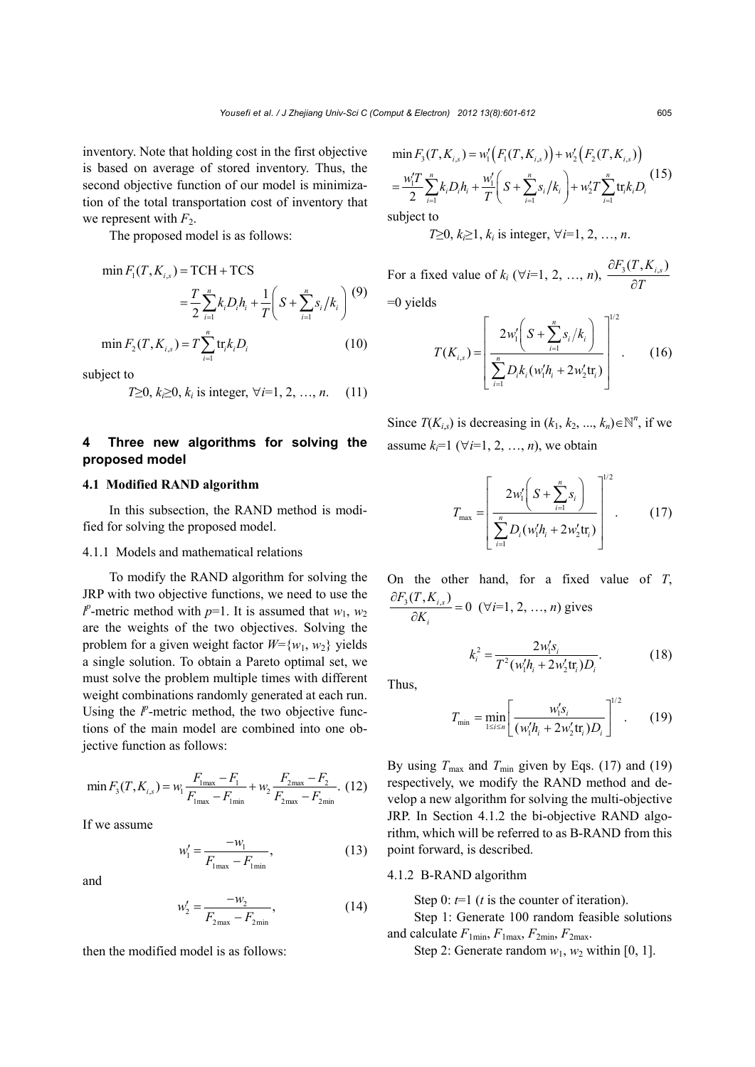inventory. Note that holding cost in the first objective is based on average of stored inventory. Thus, the second objective function of our model is minimization of the total transportation cost of inventory that we represent with $F_2$.

The proposed model is as follows:

$$\min F_1(T, K_{i,s}) = \text{TCH} + \text{TCS} = \frac{T}{2}\sum_{i=1}^{n} k_i D_i h_i + \frac{1}{T}\left(S + \sum_{i=1}^{n} s_i / k_i\right) \quad (9)$$

$$\min F_2(T, K_{i,s}) = T\sum_{i=1}^{n} \text{tr}_i k_i D_i \quad (10)$$

subject to

$$T \geq 0,\ k_i \geq 0,\ k_i \text{ is integer},\ \forall i = 1, 2, \ldots, n. \quad (11)$$

## 4 Three new algorithms for solving the proposed model

### 4.1 Modified RAND algorithm

In this subsection, the RAND method is modified for solving the proposed model.

#### 4.1.1 Models and mathematical relations

To modify the RAND algorithm for solving the JRP with two objective functions, we need to use the $l^p$-metric method with $p$=1. It is assumed that $w_1$, $w_2$ are the weights of the two objectives. Solving the problem for a given weight factor $W$={$w_1$, $w_2$} yields a single solution. To obtain a Pareto optimal set, we must solve the problem multiple times with different weight combinations randomly generated at each run. Using the $l^p$-metric method, the two objective functions of the main model are combined into one objective function as follows:

$$\min F_3(T, K_{i,s}) = w_1 \frac{F_{1\max} - F_1}{F_{1\max} - F_{1\min}} + w_2 \frac{F_{2\max} - F_2}{F_{2\max} - F_{2\min}}. \quad (12)$$

If we assume

$$w_1' = \frac{-w_1}{F_{1\max} - F_{1\min}}, \quad (13)$$

and

$$w_2' = \frac{-w_2}{F_{2\max} - F_{2\min}}, \quad (14)$$

then the modified model is as follows:

$$\min F_3(T, K_{i,s}) = w_1'\left(F_1(T, K_{i,s})\right) + w_2'\left(F_2(T, K_{i,s})\right) = \frac{w_1' T}{2}\sum_{i=1}^{n} k_i D_i h_i + \frac{w_1'}{T}\left(S + \sum_{i=1}^{n} s_i / k_i\right) + w_2' T\sum_{i=1}^{n} \text{tr}_i k_i D_i \quad (15)$$

subject to

$$T \geq 0,\ k_i \geq 1,\ k_i \text{ is integer},\ \forall i = 1, 2, \ldots, n.$$

For a fixed value of $k_i$ ($\forall i$=1, 2, …, $n$), $\frac{\partial F_3(T, K_{i,s})}{\partial T}$ =0 yields

$$T(K_{i,s}) = \left[\frac{2w_1'\left(S + \sum_{i=1}^{n} s_i / k_i\right)}{\sum_{i=1}^{n} D_i k_i (w_1' h_i + 2w_2' \text{tr}_i)}\right]^{1/2}. \quad (16)$$

Since $T(K_{i,s})$ is decreasing in $(k_1, k_2, ..., k_n) \in \mathbb{N}^n$, if we assume $k_i$=1 ($\forall i$=1, 2, …, $n$), we obtain

$$T_{\max} = \left[\frac{2w_1'\left(S + \sum_{i=1}^{n} s_i\right)}{\sum_{i=1}^{n} D_i (w_1' h_i + 2w_2' \text{tr}_i)}\right]^{1/2}. \quad (17)$$

On the other hand, for a fixed value of $T$, $\frac{\partial F_3(T, K_{i,s})}{\partial K_i} = 0$ ($\forall i$=1, 2, …, $n$) gives

$$k_i^2 = \frac{2w_1' s_i}{T^2 (w_1' h_i + 2w_2' \text{tr}_i) D_i}. \quad (18)$$

Thus,

$$T_{\min} = \min_{1 \leq i \leq n}\left[\frac{w_1' s_i}{(w_1' h_i + 2w_2' \text{tr}_i) D_i}\right]^{1/2}. \quad (19)$$

By using $T_{\max}$ and $T_{\min}$ given by Eqs. (17) and (19) respectively, we modify the RAND method and develop a new algorithm for solving the multi-objective JRP. In Section 4.1.2 the bi-objective RAND algorithm, which will be referred to as B-RAND from this point forward, is described.

#### 4.1.2 B-RAND algorithm

Step 0: $t$=1 ($t$ is the counter of iteration).

Step 1: Generate 100 random feasible solutions and calculate $F_{1\min}$, $F_{1\max}$, $F_{2\min}$, $F_{2\max}$.

Step 2: Generate random $w_1$, $w_2$ within [0, 1].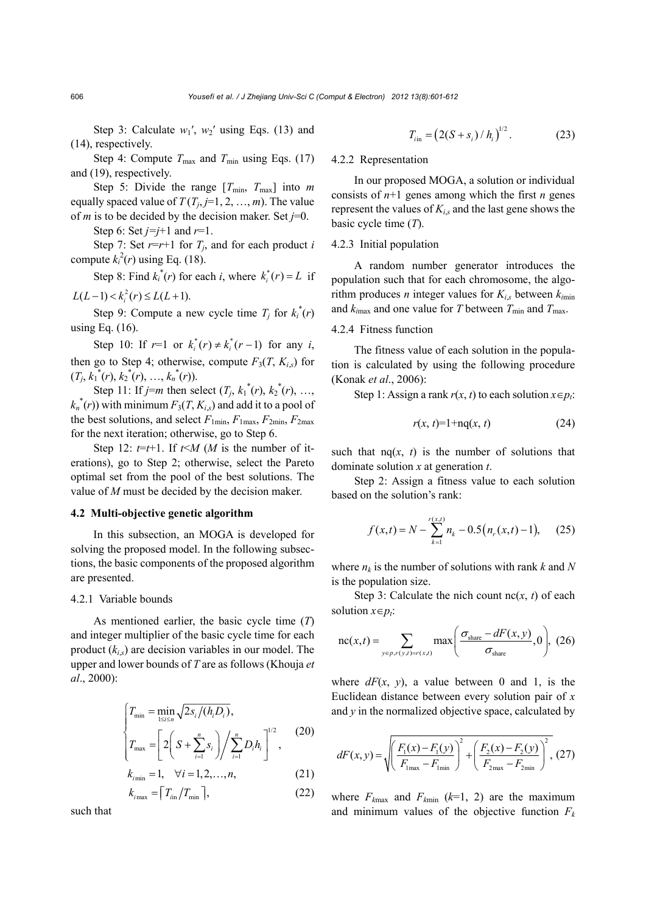Step 3: Calculate $w_1'$, $w_2'$ using Eqs. (13) and (14), respectively.

Step 4: Compute $T_{\max}$ and $T_{\min}$ using Eqs. (17) and (19), respectively.

Step 5: Divide the range $[T_{\min}, T_{\max}]$ into $m$ equally spaced value of $T$ ($T_j$, $j$=1, 2, …, $m$). The value of $m$ is to be decided by the decision maker. Set $j$=0.

Step 6: Set $j$=$j$+1 and $r$=1.

Step 7: Set $r$=$r$+1 for $T_j$, and for each product $i$ compute $k_i^2(r)$ using Eq. (18).

Step 8: Find $k_i^*(r)$ for each $i$, where $k_i^*(r) = L$ if $L(L-1) < k_i^2(r) \le L(L+1)$.

Step 9: Compute a new cycle time $T_j$ for $k_i^*(r)$ using Eq. (16).

Step 10: If $r$=1 or $k_i^*(r) \ne k_i^*(r-1)$ for any $i$, then go to Step 4; otherwise, compute $F_3(T, K_{i,s})$ for $(T_j, k_1^*(r), k_2^*(r), \ldots, k_n^*(r))$.

Step 11: If $j$=$m$ then select $(T_j, k_1^*(r), k_2^*(r), \ldots, k_n^*(r))$ with minimum $F_3(T, K_{i,s})$ and add it to a pool of the best solutions, and select $F_{1\min}$, $F_{1\max}$, $F_{2\min}$, $F_{2\max}$ for the next iteration; otherwise, go to Step 6.

Step 12: $t$=$t$+1. If $t$<$M$ ($M$ is the number of iterations), go to Step 2; otherwise, select the Pareto optimal set from the pool of the best solutions. The value of $M$ must be decided by the decision maker.

### 4.2 Multi-objective genetic algorithm

In this subsection, an MOGA is developed for solving the proposed model. In the following subsections, the basic components of the proposed algorithm are presented.

#### 4.2.1 Variable bounds

As mentioned earlier, the basic cycle time ($T$) and integer multiplier of the basic cycle time for each product ($k_{i,s}$) are decision variables in our model. The upper and lower bounds of $T$ are as follows (Khouja *et al*., 2000):

$$\begin{cases} T_{\min} = \min\limits_{1\le i\le n} \sqrt{2s_i/(h_i D_i)}, \\ T_{\max} = \left[ 2\left(S + \sum\limits_{i=1}^{n} s_i\right) \Big/ \sum\limits_{i=1}^{n} D_i h_i \right]^{1/2}, \end{cases} \quad (20)$$

$$k_{i\min} = 1, \quad \forall i = 1, 2, \ldots, n, \quad (21)$$

$$k_{i\max} = \lceil T_{i\text{n}} / T_{\min} \rceil, \quad (22)$$

such that

$$T_{i\text{n}} = \left(2(S + s_i)/h_i\right)^{1/2}. \quad (23)$$

#### 4.2.2 Representation

In our proposed MOGA, a solution or individual consists of $n$+1 genes among which the first $n$ genes represent the values of $K_{i,s}$ and the last gene shows the basic cycle time ($T$).

#### 4.2.3 Initial population

A random number generator introduces the population such that for each chromosome, the algorithm produces $n$ integer values for $K_{i,s}$ between $k_{i\min}$ and $k_{i\max}$ and one value for $T$ between $T_{\min}$ and $T_{\max}$.

#### 4.2.4 Fitness function

The fitness value of each solution in the population is calculated by using the following procedure (Konak *et al*., 2006):

Step 1: Assign a rank $r(x, t)$ to each solution $x \in p_t$:

$$r(x, t) = 1 + \text{nq}(x, t) \quad (24)$$

such that nq($x$, $t$) is the number of solutions that dominate solution $x$ at generation $t$.

Step 2: Assign a fitness value to each solution based on the solution's rank:

$$f(x,t) = N - \sum_{k=1}^{r(x,t)} n_k - 0.5\left(n_r(x,t) - 1\right), \quad (25)$$

where $n_k$ is the number of solutions with rank $k$ and $N$ is the population size.

Step 3: Calculate the nich count nc($x$, $t$) of each solution $x \in p_t$:

$$\text{nc}(x,t) = \sum_{y \in p, r(y,t) = r(x,t)} \max\left( \frac{\sigma_{\text{share}} - dF(x,y)}{\sigma_{\text{share}}}, 0 \right), \quad (26)$$

where $dF(x, y)$, a value between 0 and 1, is the Euclidean distance between every solution pair of $x$ and $y$ in the normalized objective space, calculated by

$$dF(x,y) = \sqrt{\left( \frac{F_1(x) - F_1(y)}{F_{1\max} - F_{1\min}} \right)^2 + \left( \frac{F_2(x) - F_2(y)}{F_{2\max} - F_{2\min}} \right)^2}, \quad (27)$$

where $F_{k\max}$ and $F_{k\min}$ ($k$=1, 2) are the maximum and minimum values of the objective function $F_k$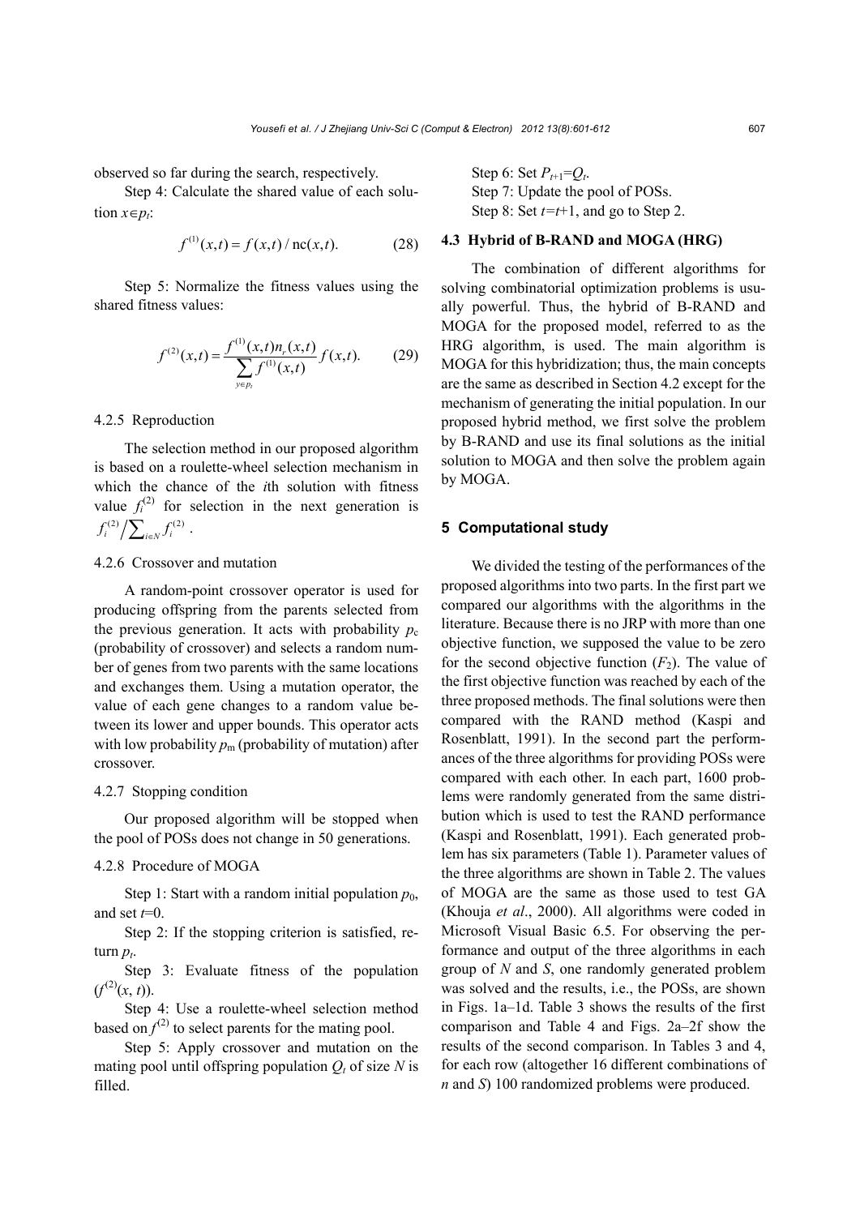observed so far during the search, respectively.

Step 4: Calculate the shared value of each solution $x \in p_t$:

$$f^{(1)}(x,t) = f(x,t) / \mathrm{nc}(x,t). \tag{28}$$

Step 5: Normalize the fitness values using the shared fitness values:

$$f^{(2)}(x,t) = \frac{f^{(1)}(x,t) n_r(x,t)}{\sum_{y \in p_t} f^{(1)}(x,t)} f(x,t). \tag{29}$$

#### 4.2.5 Reproduction

The selection method in our proposed algorithm is based on a roulette-wheel selection mechanism in which the chance of the $i$th solution with fitness value $f_i^{(2)}$ for selection in the next generation is $f_i^{(2)} \big/ \sum_{i \in N} f_i^{(2)}$.

#### 4.2.6 Crossover and mutation

A random-point crossover operator is used for producing offspring from the parents selected from the previous generation. It acts with probability $p_c$ (probability of crossover) and selects a random number of genes from two parents with the same locations and exchanges them. Using a mutation operator, the value of each gene changes to a random value between its lower and upper bounds. This operator acts with low probability $p_m$ (probability of mutation) after crossover.

#### 4.2.7 Stopping condition

Our proposed algorithm will be stopped when the pool of POSs does not change in 50 generations.

#### 4.2.8 Procedure of MOGA

Step 1: Start with a random initial population $p_0$, and set $t$=0.

Step 2: If the stopping criterion is satisfied, return $p_t$.

Step 3: Evaluate fitness of the population ($f^{(2)}(x, t)$).

Step 4: Use a roulette-wheel selection method based on $f^{(2)}$ to select parents for the mating pool.

Step 5: Apply crossover and mutation on the mating pool until offspring population $Q_t$ of size $N$ is filled.

Step 6: Set $P_{t+1}$=$Q_t$.

Step 7: Update the pool of POSs.

Step 8: Set $t$=$t$+1, and go to Step 2.

### 4.3 Hybrid of B-RAND and MOGA (HRG)

The combination of different algorithms for solving combinatorial optimization problems is usually powerful. Thus, the hybrid of B-RAND and MOGA for the proposed model, referred to as the HRG algorithm, is used. The main algorithm is MOGA for this hybridization; thus, the main concepts are the same as described in Section 4.2 except for the mechanism of generating the initial population. In our proposed hybrid method, we first solve the problem by B-RAND and use its final solutions as the initial solution to MOGA and then solve the problem again by MOGA.

## 5 Computational study

We divided the testing of the performances of the proposed algorithms into two parts. In the first part we compared our algorithms with the algorithms in the literature. Because there is no JRP with more than one objective function, we supposed the value to be zero for the second objective function ($F_2$). The value of the first objective function was reached by each of the three proposed methods. The final solutions were then compared with the RAND method (Kaspi and Rosenblatt, 1991). In the second part the performances of the three algorithms for providing POSs were compared with each other. In each part, 1600 problems were randomly generated from the same distribution which is used to test the RAND performance (Kaspi and Rosenblatt, 1991). Each generated problem has six parameters (Table 1). Parameter values of the three algorithms are shown in Table 2. The values of MOGA are the same as those used to test GA (Khouja *et al*., 2000). All algorithms were coded in Microsoft Visual Basic 6.5. For observing the performance and output of the three algorithms in each group of $N$ and $S$, one randomly generated problem was solved and the results, i.e., the POSs, are shown in Figs. 1a–1d. Table 3 shows the results of the first comparison and Table 4 and Figs. 2a–2f show the results of the second comparison. In Tables 3 and 4, for each row (altogether 16 different combinations of $n$ and $S$) 100 randomized problems were produced.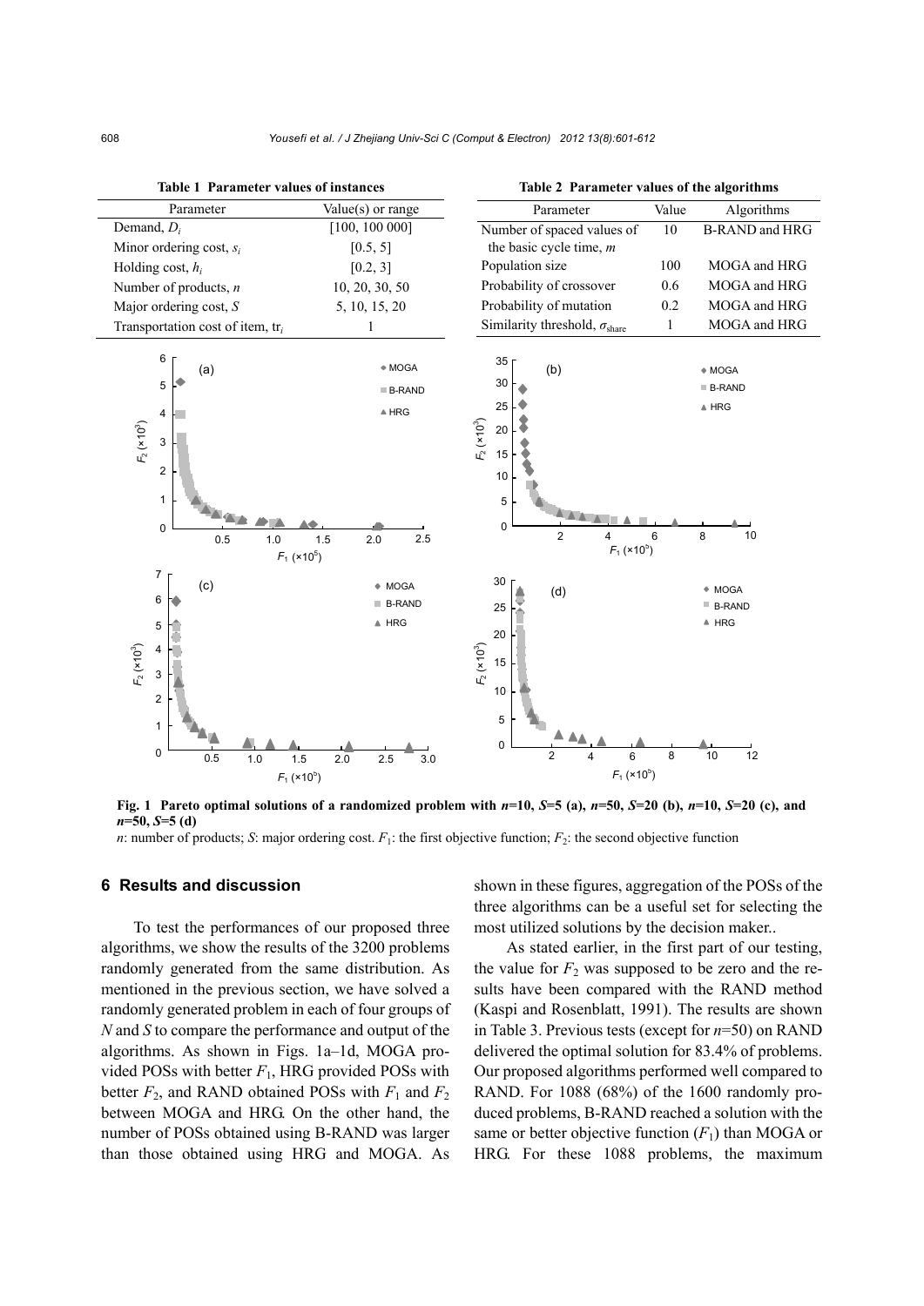**Table 1 Parameter values of instances**

| Parameter | Value(s) or range |
|---|---|
| Demand, $D_i$ | [100, 100 000] |
| Minor ordering cost, $s_i$ | [0.5, 5] |
| Holding cost, $h_i$ | [0.2, 3] |
| Number of products, $n$ | 10, 20, 30, 50 |
| Major ordering cost, $S$ | 5, 10, 15, 20 |
| Transportation cost of item, $\mathrm{tr}_i$ | 1 |

**Table 2 Parameter values of the algorithms**

| Parameter | Value | Algorithms |
|---|---|---|
| Number of spaced values of the basic cycle time, $m$ | 10 | B-RAND and HRG |
| Population size | 100 | MOGA and HRG |
| Probability of crossover | 0.6 | MOGA and HRG |
| Probability of mutation | 0.2 | MOGA and HRG |
| Similarity threshold, $\sigma_{\mathrm{share}}$ | 1 | MOGA and HRG |

**Fig. 1 Pareto optimal solutions of a randomized problem with $n$=10, $S$=5 (a), $n$=50, $S$=20 (b), $n$=10, $S$=20 (c), and $n$=50, $S$=5 (d)**

$n$: number of products; $S$: major ordering cost. $F_1$: the first objective function; $F_2$: the second objective function

## 6 Results and discussion

To test the performances of our proposed three algorithms, we show the results of the 3200 problems randomly generated from the same distribution. As mentioned in the previous section, we have solved a randomly generated problem in each of four groups of $N$ and $S$ to compare the performance and output of the algorithms. As shown in Figs. 1a–1d, MOGA provided POSs with better $F_1$, HRG provided POSs with better $F_2$, and RAND obtained POSs with $F_1$ and $F_2$ between MOGA and HRG. On the other hand, the number of POSs obtained using B-RAND was larger than those obtained using HRG and MOGA. As shown in these figures, aggregation of the POSs of the three algorithms can be a useful set for selecting the most utilized solutions by the decision maker..

As stated earlier, in the first part of our testing, the value for $F_2$ was supposed to be zero and the results have been compared with the RAND method (Kaspi and Rosenblatt, 1991). The results are shown in Table 3. Previous tests (except for $n$=50) on RAND delivered the optimal solution for 83.4% of problems. Our proposed algorithms performed well compared to RAND. For 1088 (68%) of the 1600 randomly produced problems, B-RAND reached a solution with the same or better objective function ($F_1$) than MOGA or HRG. For these 1088 problems, the maximum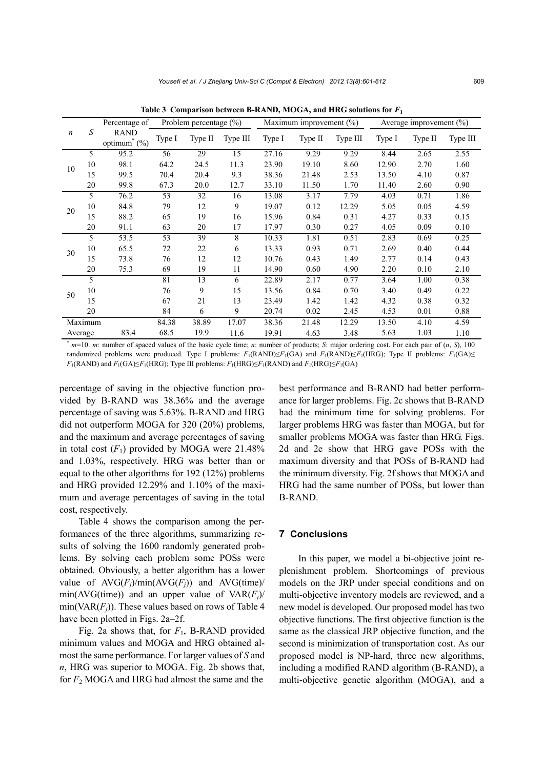**Table 3 Comparison between B-RAND, MOGA, and HRG solutions for $F_1$**

| $n$ | $S$ | Percentage of RAND optimum* (%) | Problem percentage (%) | | | Maximum improvement (%) | | | Average improvement (%) | | |
|---|---|---|---|---|---|---|---|---|---|---|---|
| | | | Type I | Type II | Type III | Type I | Type II | Type III | Type I | Type II | Type III |
| 10 | 5 | 95.2 | 56 | 29 | 15 | 27.16 | 9.29 | 9.29 | 8.44 | 2.65 | 2.55 |
| | 10 | 98.1 | 64.2 | 24.5 | 11.3 | 23.90 | 19.10 | 8.60 | 12.90 | 2.70 | 1.60 |
| | 15 | 99.5 | 70.4 | 20.4 | 9.3 | 38.36 | 21.48 | 2.53 | 13.50 | 4.10 | 0.87 |
| | 20 | 99.8 | 67.3 | 20.0 | 12.7 | 33.10 | 11.50 | 1.70 | 11.40 | 2.60 | 0.90 |
| 20 | 5 | 76.2 | 53 | 32 | 16 | 13.08 | 3.17 | 7.79 | 4.03 | 0.71 | 1.86 |
| | 10 | 84.8 | 79 | 12 | 9 | 19.07 | 0.12 | 12.29 | 5.05 | 0.05 | 4.59 |
| | 15 | 88.2 | 65 | 19 | 16 | 15.96 | 0.84 | 0.31 | 4.27 | 0.33 | 0.15 |
| | 20 | 91.1 | 63 | 20 | 17 | 17.97 | 0.30 | 0.27 | 4.05 | 0.09 | 0.10 |
| 30 | 5 | 53.5 | 53 | 39 | 8 | 10.33 | 1.81 | 0.51 | 2.83 | 0.69 | 0.25 |
| | 10 | 65.5 | 72 | 22 | 6 | 13.33 | 0.93 | 0.71 | 2.69 | 0.40 | 0.44 |
| | 15 | 73.8 | 76 | 12 | 12 | 10.76 | 0.43 | 1.49 | 2.77 | 0.14 | 0.43 |
| | 20 | 75.3 | 69 | 19 | 11 | 14.90 | 0.60 | 4.90 | 2.20 | 0.10 | 2.10 |
| 50 | 5 | | 81 | 13 | 6 | 22.89 | 2.17 | 0.77 | 3.64 | 1.00 | 0.38 |
| | 10 | | 76 | 9 | 15 | 13.56 | 0.84 | 0.70 | 3.40 | 0.49 | 0.22 |
| | 15 | | 67 | 21 | 13 | 23.49 | 1.42 | 1.42 | 4.32 | 0.38 | 0.32 |
| | 20 | | 84 | 6 | 9 | 20.74 | 0.02 | 2.45 | 4.53 | 0.01 | 0.88 |
| Maximum | | | 84.38 | 38.89 | 17.07 | 38.36 | 21.48 | 12.29 | 13.50 | 4.10 | 4.59 |
| Average | | 83.4 | 68.5 | 19.9 | 11.6 | 19.91 | 4.63 | 3.48 | 5.63 | 1.03 | 1.10 |

\* $m$=10. $m$: number of spaced values of the basic cycle time; $n$: number of products; $S$: major ordering cost. For each pair of ($n$, $S$), 100 randomized problems were produced. Type I problems: $F_1$(RAND)≤$F_1$(GA) and $F_1$(RAND)≤$F_1$(HRG); Type II problems: $F_1$(GA)≤$F_1$(RAND) and $F_1$(GA)≤$F_1$(HRG); Type III problems: $F_1$(HRG)≤$F_1$(RAND) and $F_1$(HRG)≤$F_1$(GA)

percentage of saving in the objective function provided by B-RAND was 38.36% and the average percentage of saving was 5.63%. B-RAND and HRG did not outperform MOGA for 320 (20%) problems, and the maximum and average percentages of saving in total cost ($F_1$) provided by MOGA were 21.48% and 1.03%, respectively. HRG was better than or equal to the other algorithms for 192 (12%) problems and HRG provided 12.29% and 1.10% of the maximum and average percentages of saving in the total cost, respectively.

Table 4 shows the comparison among the performances of the three algorithms, summarizing results of solving the 1600 randomly generated problems. By solving each problem some POSs were obtained. Obviously, a better algorithm has a lower value of AVG($F_j$)/min(AVG($F_j$)) and AVG(time)/min(AVG(time)) and an upper value of VAR($F_j$)/min(VAR($F_j$)). These values based on rows of Table 4 have been plotted in Figs. 2a–2f.

Fig. 2a shows that, for $F_1$, B-RAND provided minimum values and MOGA and HRG obtained almost the same performance. For larger values of $S$ and $n$, HRG was superior to MOGA. Fig. 2b shows that, for $F_2$ MOGA and HRG had almost the same and the best performance and B-RAND had better performance for larger problems. Fig. 2c shows that B-RAND had the minimum time for solving problems. For larger problems HRG was faster than MOGA, but for smaller problems MOGA was faster than HRG. Figs. 2d and 2e show that HRG gave POSs with the maximum diversity and that POSs of B-RAND had the minimum diversity. Fig. 2f shows that MOGA and HRG had the same number of POSs, but lower than B-RAND.

## 7 Conclusions

In this paper, we model a bi-objective joint replenishment problem. Shortcomings of previous models on the JRP under special conditions and on multi-objective inventory models are reviewed, and a new model is developed. Our proposed model has two objective functions. The first objective function is the same as the classical JRP objective function, and the second is minimization of transportation cost. As our proposed model is NP-hard, three new algorithms, including a modified RAND algorithm (B-RAND), a multi-objective genetic algorithm (MOGA), and a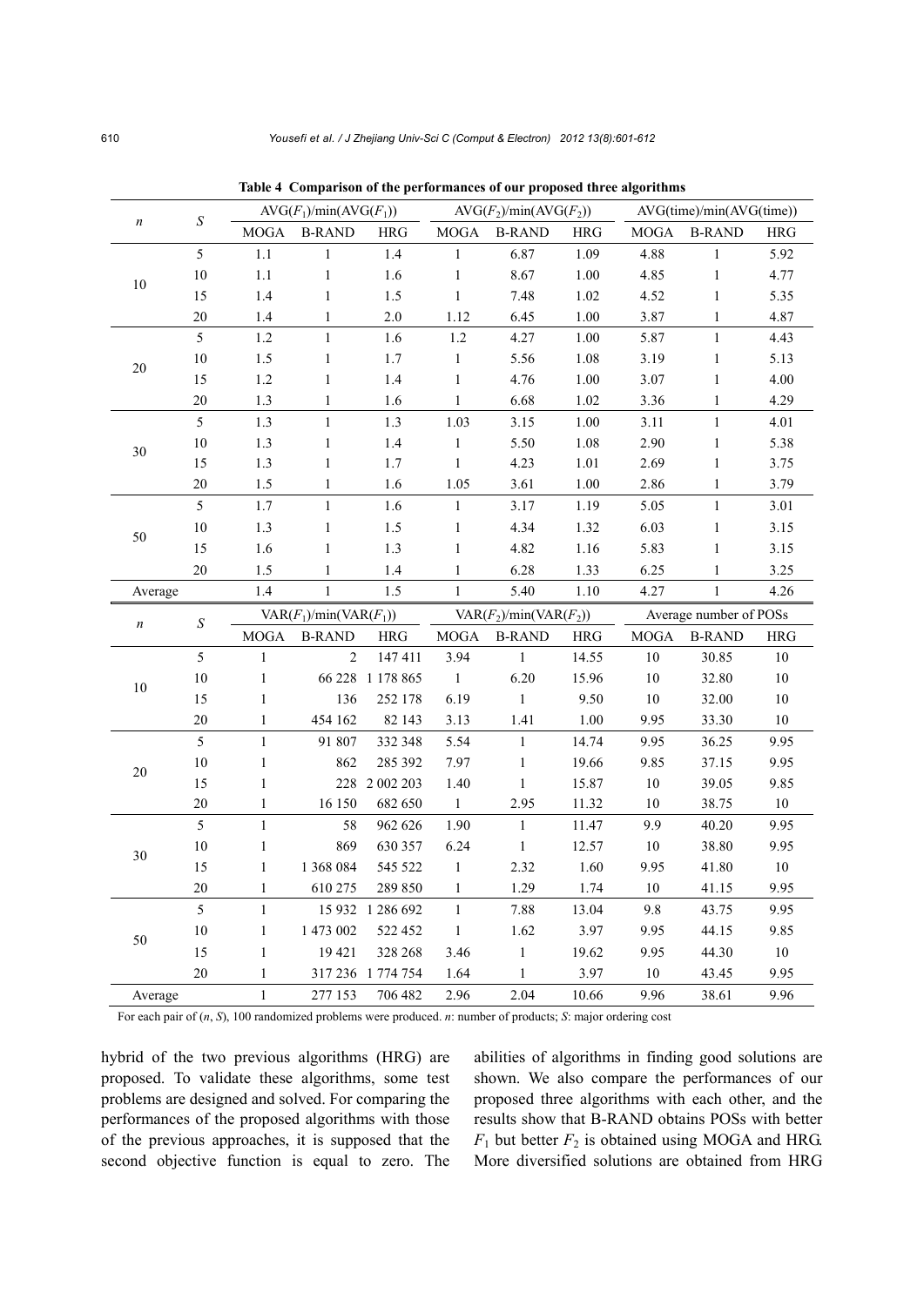**Table 4 Comparison of the performances of our proposed three algorithms**

| $n$ | $S$ | AVG($F_1$)/min(AVG($F_1$)) | | | AVG($F_2$)/min(AVG($F_2$)) | | | AVG(time)/min(AVG(time)) | | |
|---|---|---|---|---|---|---|---|---|---|---|
| | | MOGA | B-RAND | HRG | MOGA | B-RAND | HRG | MOGA | B-RAND | HRG |
| 10 | 5 | 1.1 | 1 | 1.4 | 1 | 6.87 | 1.09 | 4.88 | 1 | 5.92 |
| | 10 | 1.1 | 1 | 1.6 | 1 | 8.67 | 1.00 | 4.85 | 1 | 4.77 |
| | 15 | 1.4 | 1 | 1.5 | 1 | 7.48 | 1.02 | 4.52 | 1 | 5.35 |
| | 20 | 1.4 | 1 | 2.0 | 1.12 | 6.45 | 1.00 | 3.87 | 1 | 4.87 |
| 20 | 5 | 1.2 | 1 | 1.6 | 1.2 | 4.27 | 1.00 | 5.87 | 1 | 4.43 |
| | 10 | 1.5 | 1 | 1.7 | 1 | 5.56 | 1.08 | 3.19 | 1 | 5.13 |
| | 15 | 1.2 | 1 | 1.4 | 1 | 4.76 | 1.00 | 3.07 | 1 | 4.00 |
| | 20 | 1.3 | 1 | 1.6 | 1 | 6.68 | 1.02 | 3.36 | 1 | 4.29 |
| 30 | 5 | 1.3 | 1 | 1.3 | 1.03 | 3.15 | 1.00 | 3.11 | 1 | 4.01 |
| | 10 | 1.3 | 1 | 1.4 | 1 | 5.50 | 1.08 | 2.90 | 1 | 5.38 |
| | 15 | 1.3 | 1 | 1.7 | 1 | 4.23 | 1.01 | 2.69 | 1 | 3.75 |
| | 20 | 1.5 | 1 | 1.6 | 1.05 | 3.61 | 1.00 | 2.86 | 1 | 3.79 |
| 50 | 5 | 1.7 | 1 | 1.6 | 1 | 3.17 | 1.19 | 5.05 | 1 | 3.01 |
| | 10 | 1.3 | 1 | 1.5 | 1 | 4.34 | 1.32 | 6.03 | 1 | 3.15 |
| | 15 | 1.6 | 1 | 1.3 | 1 | 4.82 | 1.16 | 5.83 | 1 | 3.15 |
| | 20 | 1.5 | 1 | 1.4 | 1 | 6.28 | 1.33 | 6.25 | 1 | 3.25 |
| Average | | 1.4 | 1 | 1.5 | 1 | 5.40 | 1.10 | 4.27 | 1 | 4.26 |
| $n$ | $S$ | VAR($F_1$)/min(VAR($F_1$)) | | | VAR($F_2$)/min(VAR($F_2$)) | | | Average number of POSs | | |
| | | MOGA | B-RAND | HRG | MOGA | B-RAND | HRG | MOGA | B-RAND | HRG |
| 10 | 5 | 1 | 2 | 147 411 | 3.94 | 1 | 14.55 | 10 | 30.85 | 10 |
| | 10 | 1 | 66 228 | 1 178 865 | 1 | 6.20 | 15.96 | 10 | 32.80 | 10 |
| | 15 | 1 | 136 | 252 178 | 6.19 | 1 | 9.50 | 10 | 32.00 | 10 |
| | 20 | 1 | 454 162 | 82 143 | 3.13 | 1.41 | 1.00 | 9.95 | 33.30 | 10 |
| 20 | 5 | 1 | 91 807 | 332 348 | 5.54 | 1 | 14.74 | 9.95 | 36.25 | 9.95 |
| | 10 | 1 | 862 | 285 392 | 7.97 | 1 | 19.66 | 9.85 | 37.15 | 9.95 |
| | 15 | 1 | 228 | 2 002 203 | 1.40 | 1 | 15.87 | 10 | 39.05 | 9.85 |
| | 20 | 1 | 16 150 | 682 650 | 1 | 2.95 | 11.32 | 10 | 38.75 | 10 |
| 30 | 5 | 1 | 58 | 962 626 | 1.90 | 1 | 11.47 | 9.9 | 40.20 | 9.95 |
| | 10 | 1 | 869 | 630 357 | 6.24 | 1 | 12.57 | 10 | 38.80 | 9.95 |
| | 15 | 1 | 1 368 084 | 545 522 | 1 | 2.32 | 1.60 | 9.95 | 41.80 | 10 |
| | 20 | 1 | 610 275 | 289 850 | 1 | 1.29 | 1.74 | 10 | 41.15 | 9.95 |
| 50 | 5 | 1 | 15 932 | 1 286 692 | 1 | 7.88 | 13.04 | 9.8 | 43.75 | 9.95 |
| | 10 | 1 | 1 473 002 | 522 452 | 1 | 1.62 | 3.97 | 9.95 | 44.15 | 9.85 |
| | 15 | 1 | 19 421 | 328 268 | 3.46 | 1 | 19.62 | 9.95 | 44.30 | 10 |
| | 20 | 1 | 317 236 | 1 774 754 | 1.64 | 1 | 3.97 | 10 | 43.45 | 9.95 |
| Average | | 1 | 277 153 | 706 482 | 2.96 | 2.04 | 10.66 | 9.96 | 38.61 | 9.96 |

For each pair of ($n$, $S$), 100 randomized problems were produced. $n$: number of products; $S$: major ordering cost

hybrid of the two previous algorithms (HRG) are proposed. To validate these algorithms, some test problems are designed and solved. For comparing the performances of the proposed algorithms with those of the previous approaches, it is supposed that the second objective function is equal to zero. The abilities of algorithms in finding good solutions are shown. We also compare the performances of our proposed three algorithms with each other, and the results show that B-RAND obtains POSs with better $F_1$ but better $F_2$ is obtained using MOGA and HRG. More diversified solutions are obtained from HRG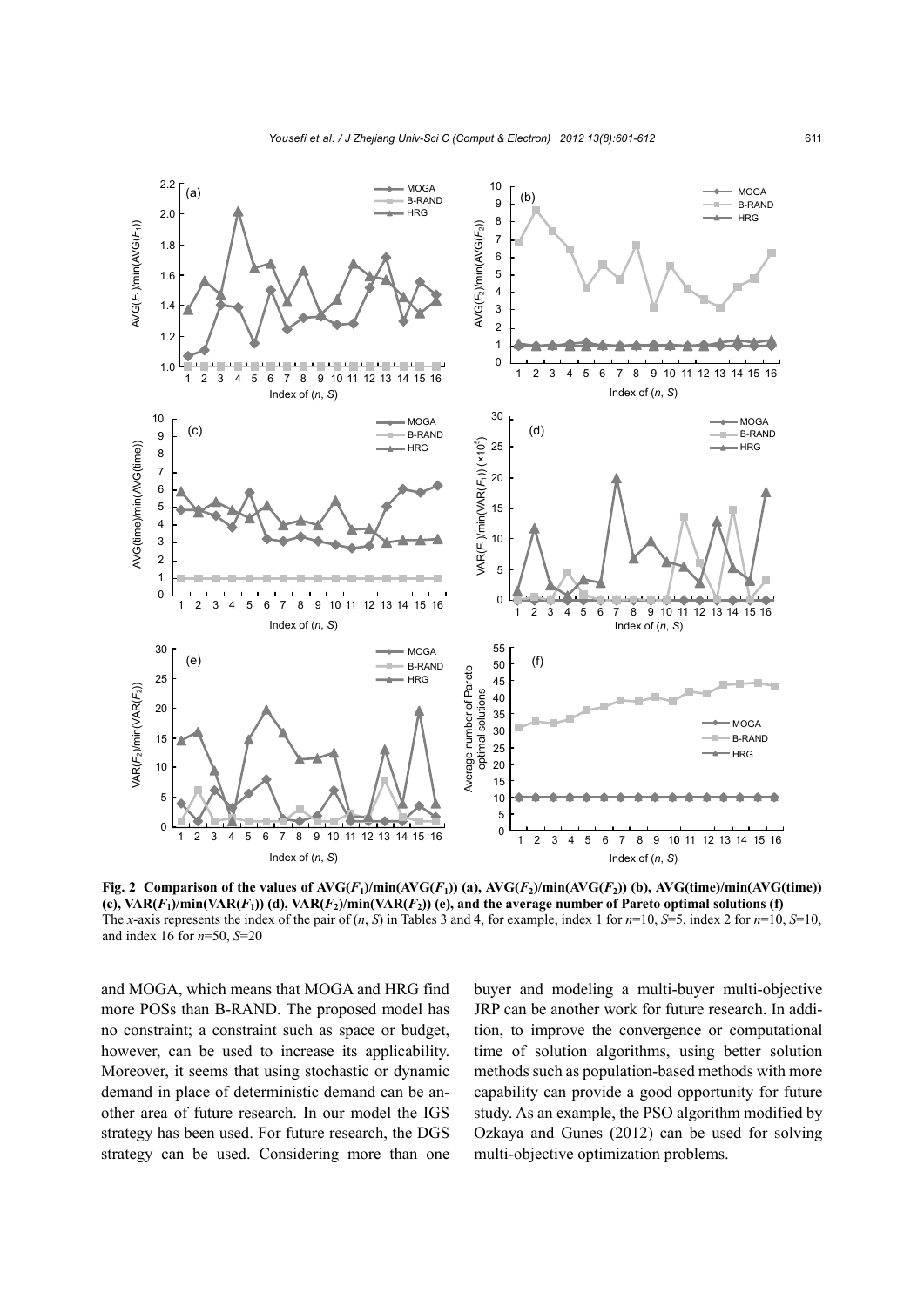**Fig. 2 Comparison of the values of AVG($F_1$)/min(AVG($F_1$)) (a), AVG($F_2$)/min(AVG($F_2$)) (b), AVG(time)/min(AVG(time)) (c), VAR($F_1$)/min(VAR($F_1$)) (d), VAR($F_2$)/min(VAR($F_2$)) (e), and the average number of Pareto optimal solutions (f)**

The *x*-axis represents the index of the pair of ($n$, $S$) in Tables 3 and 4, for example, index 1 for $n$=10, $S$=5, index 2 for $n$=10, $S$=10, and index 16 for $n$=50, $S$=20

and MOGA, which means that MOGA and HRG find more POSs than B-RAND. The proposed model has no constraint; a constraint such as space or budget, however, can be used to increase its applicability. Moreover, it seems that using stochastic or dynamic demand in place of deterministic demand can be another area of future research. In our model the IGS strategy has been used. For future research, the DGS strategy can be used. Considering more than one buyer and modeling a multi-buyer multi-objective JRP can be another work for future research. In addition, to improve the convergence or computational time of solution algorithms, using better solution methods such as population-based methods with more capability can provide a good opportunity for future study. As an example, the PSO algorithm modified by Ozkaya and Gunes (2012) can be used for solving multi-objective optimization problems.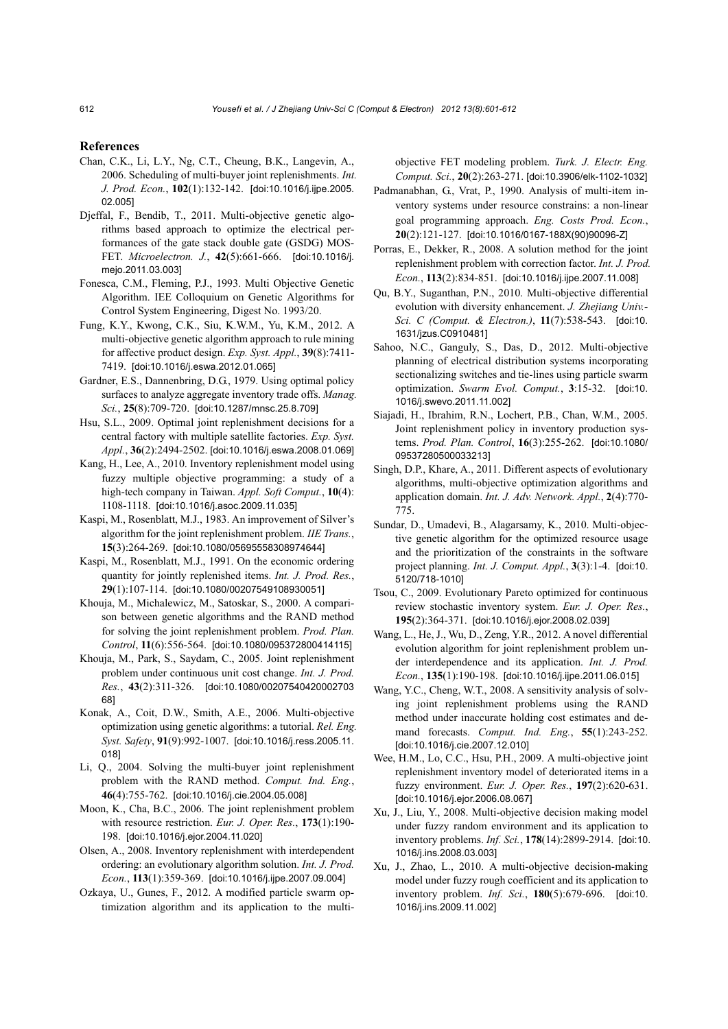## References

Chan, C.K., Li, L.Y., Ng, C.T., Cheung, B.K., Langevin, A., 2006. Scheduling of multi-buyer joint replenishments. *Int. J. Prod. Econ.*, **102**(1):132-142. [doi:10.1016/j.ijpe.2005.02.005]

Djeffal, F., Bendib, T., 2011. Multi-objective genetic algorithms based approach to optimize the electrical performances of the gate stack double gate (GSDG) MOSFET. *Microelectron. J.*, **42**(5):661-666. [doi:10.1016/j.mejo.2011.03.003]

Fonesca, C.M., Fleming, P.J., 1993. Multi Objective Genetic Algorithm. IEE Colloquium on Genetic Algorithms for Control System Engineering, Digest No. 1993/20.

Fung, K.Y., Kwong, C.K., Siu, K.W.M., Yu, K.M., 2012. A multi-objective genetic algorithm approach to rule mining for affective product design. *Exp. Syst. Appl.*, **39**(8):7411-7419. [doi:10.1016/j.eswa.2012.01.065]

Gardner, E.S., Dannenbring, D.G., 1979. Using optimal policy surfaces to analyze aggregate inventory trade offs. *Manag. Sci.*, **25**(8):709-720. [doi:10.1287/mnsc.25.8.709]

Hsu, S.L., 2009. Optimal joint replenishment decisions for a central factory with multiple satellite factories. *Exp. Syst. Appl.*, **36**(2):2494-2502. [doi:10.1016/j.eswa.2008.01.069]

Kang, H., Lee, A., 2010. Inventory replenishment model using fuzzy multiple objective programming: a study of a high-tech company in Taiwan. *Appl. Soft Comput.*, **10**(4):1108-1118. [doi:10.1016/j.asoc.2009.11.035]

Kaspi, M., Rosenblatt, M.J., 1983. An improvement of Silver's algorithm for the joint replenishment problem. *IIE Trans.*, **15**(3):264-269. [doi:10.1080/05695558308974644]

Kaspi, M., Rosenblatt, M.J., 1991. On the economic ordering quantity for jointly replenished items. *Int. J. Prod. Res.*, **29**(1):107-114. [doi:10.1080/00207549108930051]

Khouja, M., Michalewicz, M., Satoskar, S., 2000. A comparison between genetic algorithms and the RAND method for solving the joint replenishment problem. *Prod. Plan. Control*, **11**(6):556-564. [doi:10.1080/095372800414115]

Khouja, M., Park, S., Saydam, C., 2005. Joint replenishment problem under continuous unit cost change. *Int. J. Prod. Res.*, **43**(2):311-326. [doi:10.1080/0020754042000270368]

Konak, A., Coit, D.W., Smith, A.E., 2006. Multi-objective optimization using genetic algorithms: a tutorial. *Rel. Eng. Syst. Safety*, **91**(9):992-1007. [doi:10.1016/j.ress.2005.11.018]

Li, Q., 2004. Solving the multi-buyer joint replenishment problem with the RAND method. *Comput. Ind. Eng.*, **46**(4):755-762. [doi:10.1016/j.cie.2004.05.008]

Moon, K., Cha, B.C., 2006. The joint replenishment problem with resource restriction. *Eur. J. Oper. Res.*, **173**(1):190-198. [doi:10.1016/j.ejor.2004.11.020]

Olsen, A., 2008. Inventory replenishment with interdependent ordering: an evolutionary algorithm solution. *Int. J. Prod. Econ.*, **113**(1):359-369. [doi:10.1016/j.ijpe.2007.09.004]

Ozkaya, U., Gunes, F., 2012. A modified particle swarm optimization algorithm and its application to the multi-objective FET modeling problem. *Turk. J. Electr. Eng. Comput. Sci.*, **20**(2):263-271. [doi:10.3906/elk-1102-1032]

Padmanabhan, G., Vrat, P., 1990. Analysis of multi-item inventory systems under resource constrains: a non-linear goal programming approach. *Eng. Costs Prod. Econ.*, **20**(2):121-127. [doi:10.1016/0167-188X(90)90096-Z]

Porras, E., Dekker, R., 2008. A solution method for the joint replenishment problem with correction factor. *Int. J. Prod. Econ.*, **113**(2):834-851. [doi:10.1016/j.ijpe.2007.11.008]

Qu, B.Y., Suganthan, P.N., 2010. Multi-objective differential evolution with diversity enhancement. *J. Zhejiang Univ.-Sci. C (Comput. & Electron.)*, **11**(7):538-543. [doi:10.1631/jzus.C0910481]

Sahoo, N.C., Ganguly, S., Das, D., 2012. Multi-objective planning of electrical distribution systems incorporating sectionalizing switches and tie-lines using particle swarm optimization. *Swarm Evol. Comput.*, **3**:15-32. [doi:10.1016/j.swevo.2011.11.002]

Siajadi, H., Ibrahim, R.N., Lochert, P.B., Chan, W.M., 2005. Joint replenishment policy in inventory production systems. *Prod. Plan. Control*, **16**(3):255-262. [doi:10.1080/09537280500033213]

Singh, D.P., Khare, A., 2011. Different aspects of evolutionary algorithms, multi-objective optimization algorithms and application domain. *Int. J. Adv. Network. Appl.*, **2**(4):770-775.

Sundar, D., Umadevi, B., Alagarsamy, K., 2010. Multi-objective genetic algorithm for the optimized resource usage and the prioritization of the constraints in the software project planning. *Int. J. Comput. Appl.*, **3**(3):1-4. [doi:10.5120/718-1010]

Tsou, C., 2009. Evolutionary Pareto optimized for continuous review stochastic inventory system. *Eur. J. Oper. Res.*, **195**(2):364-371. [doi:10.1016/j.ejor.2008.02.039]

Wang, L., He, J., Wu, D., Zeng, Y.R., 2012. A novel differential evolution algorithm for joint replenishment problem under interdependence and its application. *Int. J. Prod. Econ.*, **135**(1):190-198. [doi:10.1016/j.ijpe.2011.06.015]

Wang, Y.C., Cheng, W.T., 2008. A sensitivity analysis of solving joint replenishment problems using the RAND method under inaccurate holding cost estimates and demand forecasts. *Comput. Ind. Eng.*, **55**(1):243-252. [doi:10.1016/j.cie.2007.12.010]

Wee, H.M., Lo, C.C., Hsu, P.H., 2009. A multi-objective joint replenishment inventory model of deteriorated items in a fuzzy environment. *Eur. J. Oper. Res.*, **197**(2):620-631. [doi:10.1016/j.ejor.2006.08.067]

Xu, J., Liu, Y., 2008. Multi-objective decision making model under fuzzy random environment and its application to inventory problems. *Inf. Sci.*, **178**(14):2899-2914. [doi:10.1016/j.ins.2008.03.003]

Xu, J., Zhao, L., 2010. A multi-objective decision-making model under fuzzy rough coefficient and its application to inventory problem. *Inf. Sci.*, **180**(5):679-696. [doi:10.1016/j.ins.2009.11.002]